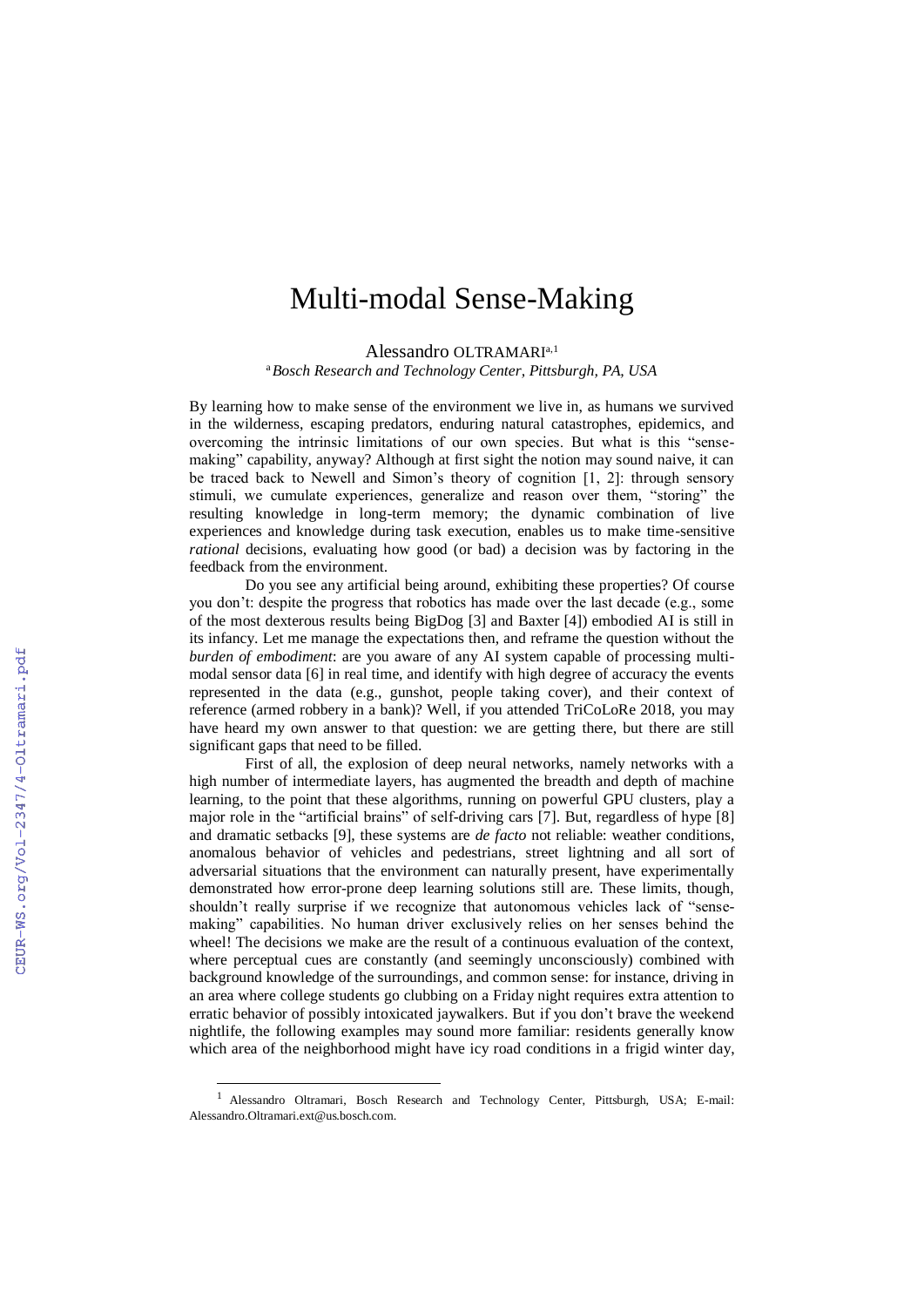# Multi-modal Sense-Making

Alessandro OLTRAMARI[a,1]

[a] *Bosch Research and Technology Center, Pittsburgh, PA, USA*

By learning how to make sense of the environment we live in, as humans we survived in the wilderness, escaping predators, enduring natural catastrophes, epidemics, and overcoming the intrinsic limitations of our own species. But what is this "sense-making" capability, anyway? Although at first sight the notion may sound naive, it can be traced back to Newell and Simon's theory of cognition [1, 2]: through sensory stimuli, we cumulate experiences, generalize and reason over them, "storing" the resulting knowledge in long-term memory; the dynamic combination of live experiences and knowledge during task execution, enables us to make time-sensitive *rational* decisions, evaluating how good (or bad) a decision was by factoring in the feedback from the environment.

Do you see any artificial being around, exhibiting these properties? Of course you don't: despite the progress that robotics has made over the last decade (e.g., some of the most dexterous results being BigDog [3] and Baxter [4]) embodied AI is still in its infancy. Let me manage the expectations then, and reframe the question without the *burden of embodiment*: are you aware of any AI system capable of processing multi-modal sensor data [6] in real time, and identify with high degree of accuracy the events represented in the data (e.g., gunshot, people taking cover), and their context of reference (armed robbery in a bank)? Well, if you attended TriCoLoRe 2018, you may have heard my own answer to that question: we are getting there, but there are still significant gaps that need to be filled.

First of all, the explosion of deep neural networks, namely networks with a high number of intermediate layers, has augmented the breadth and depth of machine learning, to the point that these algorithms, running on powerful GPU clusters, play a major role in the "artificial brains" of self-driving cars [7]. But, regardless of hype [8] and dramatic setbacks [9], these systems are *de facto* not reliable: weather conditions, anomalous behavior of vehicles and pedestrians, street lightning and all sort of adversarial situations that the environment can naturally present, have experimentally demonstrated how error-prone deep learning solutions still are. These limits, though, shouldn't really surprise if we recognize that autonomous vehicles lack of "sense-making" capabilities. No human driver exclusively relies on her senses behind the wheel! The decisions we make are the result of a continuous evaluation of the context, where perceptual cues are constantly (and seemingly unconsciously) combined with background knowledge of the surroundings, and common sense: for instance, driving in an area where college students go clubbing on a Friday night requires extra attention to erratic behavior of possibly intoxicated jaywalkers. But if you don't brave the weekend nightlife, the following examples may sound more familiar: residents generally know which area of the neighborhood might have icy road conditions in a frigid winter day,

[1] Alessandro Oltramari, Bosch Research and Technology Center, Pittsburgh, USA; E-mail: Alessandro.Oltramari.ext@us.bosch.com.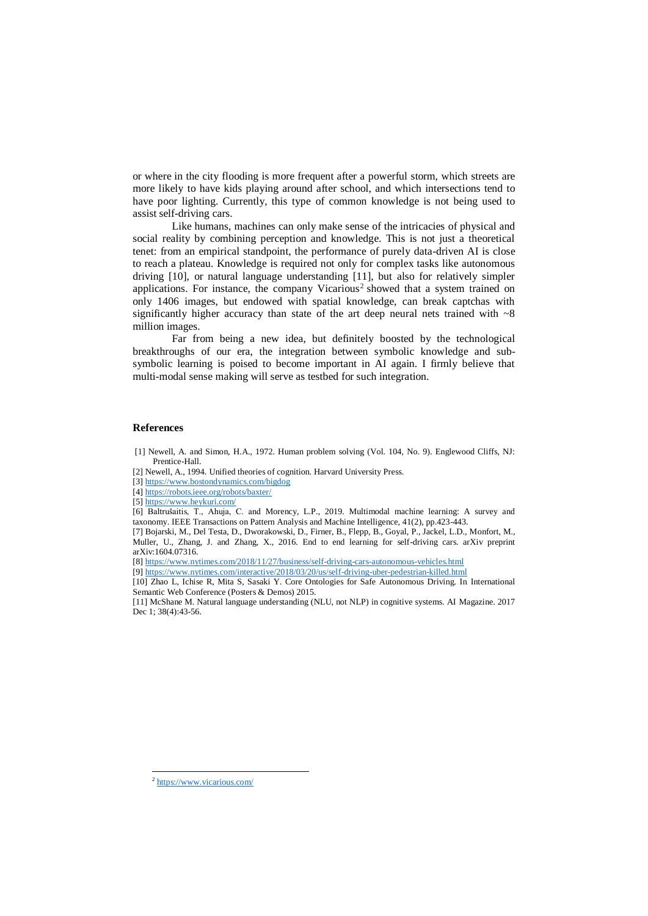or where in the city flooding is more frequent after a powerful storm, which streets are more likely to have kids playing around after school, and which intersections tend to have poor lighting. Currently, this type of common knowledge is not being used to assist self-driving cars.

Like humans, machines can only make sense of the intricacies of physical and social reality by combining perception and knowledge. This is not just a theoretical tenet: from an empirical standpoint, the performance of purely data-driven AI is close to reach a plateau. Knowledge is required not only for complex tasks like autonomous driving [10], or natural language understanding [11], but also for relatively simpler applications. For instance, the company Vicarious[2] showed that a system trained on only 1406 images, but endowed with spatial knowledge, can break captchas with significantly higher accuracy than state of the art deep neural nets trained with ~8 million images.

Far from being a new idea, but definitely boosted by the technological breakthroughs of our era, the integration between symbolic knowledge and sub-symbolic learning is poised to become important in AI again. I firmly believe that multi-modal sense making will serve as testbed for such integration.

## References

[1] Newell, A. and Simon, H.A., 1972. Human problem solving (Vol. 104, No. 9). Englewood Cliffs, NJ: Prentice-Hall.

[2] Newell, A., 1994. Unified theories of cognition. Harvard University Press.

[3] https://www.bostondynamics.com/bigdog

[4] https://robots.ieee.org/robots/baxter/

[5] https://www.heykuri.com/

[6] Baltrušaitis, T., Ahuja, C. and Morency, L.P., 2019. Multimodal machine learning: A survey and taxonomy. IEEE Transactions on Pattern Analysis and Machine Intelligence, 41(2), pp.423-443.

[7] Bojarski, M., Del Testa, D., Dworakowski, D., Firner, B., Flepp, B., Goyal, P., Jackel, L.D., Monfort, M., Muller, U., Zhang, J. and Zhang, X., 2016. End to end learning for self-driving cars. arXiv preprint arXiv:1604.07316.

[8] https://www.nytimes.com/2018/11/27/business/self-driving-cars-autonomous-vehicles.html

[9] https://www.nytimes.com/interactive/2018/03/20/us/self-driving-uber-pedestrian-killed.html

[10] Zhao L, Ichise R, Mita S, Sasaki Y. Core Ontologies for Safe Autonomous Driving. In International Semantic Web Conference (Posters & Demos) 2015.

[11] McShane M. Natural language understanding (NLU, not NLP) in cognitive systems. AI Magazine. 2017 Dec 1; 38(4):43-56.

---

[2] https://www.vicarious.com/